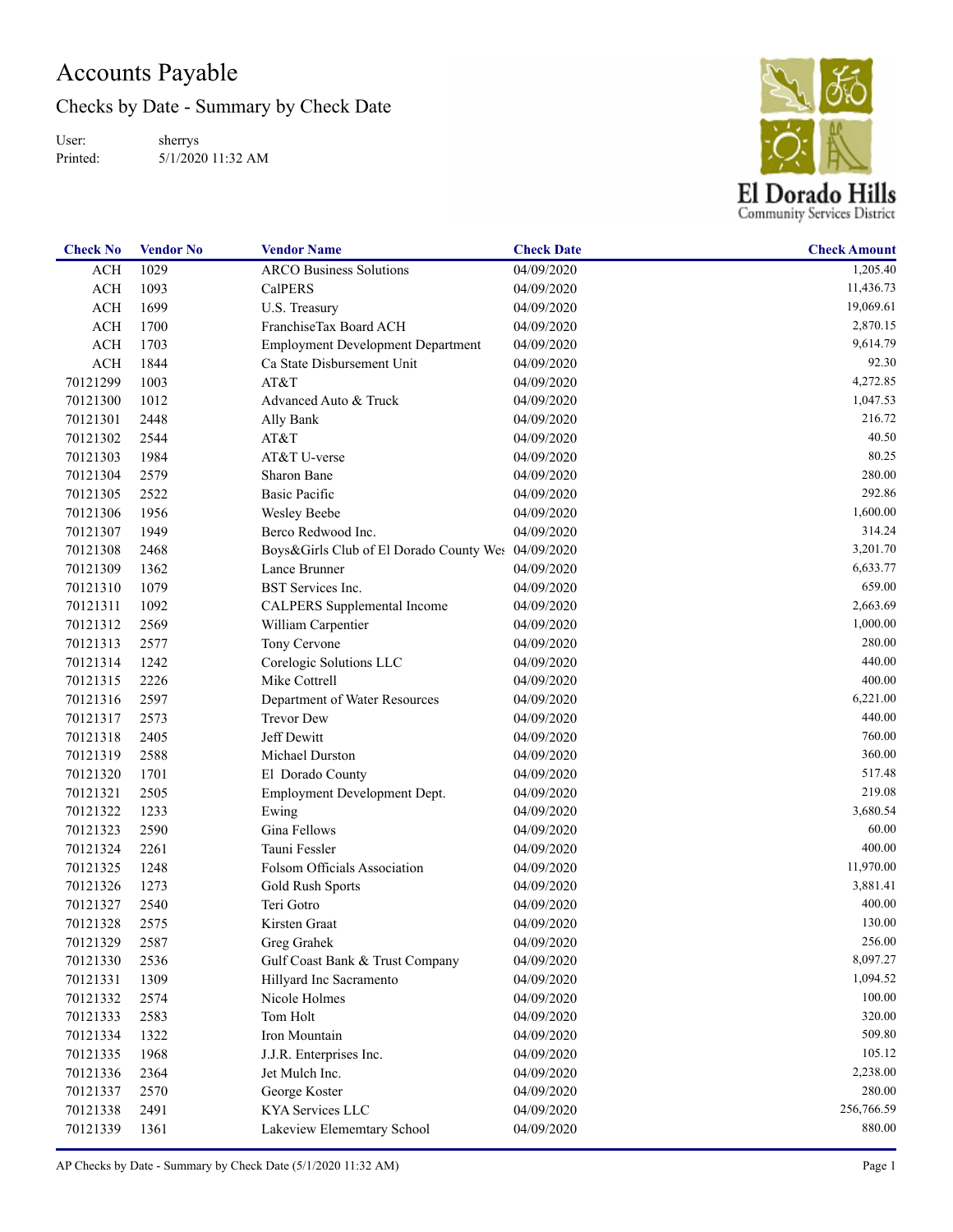# Accounts Payable

## Checks by Date - Summary by Check Date

User: sherrys
Printed: 5/1/2020 11:32 AM

El Dorado Hills
Community Services District

| Check No | Vendor No | Vendor Name | Check Date | Check Amount |
|---|---|---|---|---|
| ACH | 1029 | ARCO Business Solutions | 04/09/2020 | 1,205.40 |
| ACH | 1093 | CalPERS | 04/09/2020 | 11,436.73 |
| ACH | 1699 | U.S. Treasury | 04/09/2020 | 19,069.61 |
| ACH | 1700 | FranchiseTax Board ACH | 04/09/2020 | 2,870.15 |
| ACH | 1703 | Employment Development Department | 04/09/2020 | 9,614.79 |
| ACH | 1844 | Ca State Disbursement Unit | 04/09/2020 | 92.30 |
| 70121299 | 1003 | AT&T | 04/09/2020 | 4,272.85 |
| 70121300 | 1012 | Advanced Auto & Truck | 04/09/2020 | 1,047.53 |
| 70121301 | 2448 | Ally Bank | 04/09/2020 | 216.72 |
| 70121302 | 2544 | AT&T | 04/09/2020 | 40.50 |
| 70121303 | 1984 | AT&T U-verse | 04/09/2020 | 80.25 |
| 70121304 | 2579 | Sharon Bane | 04/09/2020 | 280.00 |
| 70121305 | 2522 | Basic Pacific | 04/09/2020 | 292.86 |
| 70121306 | 1956 | Wesley Beebe | 04/09/2020 | 1,600.00 |
| 70121307 | 1949 | Berco Redwood Inc. | 04/09/2020 | 314.24 |
| 70121308 | 2468 | Boys&Girls Club of El Dorado County Wes | 04/09/2020 | 3,201.70 |
| 70121309 | 1362 | Lance Brunner | 04/09/2020 | 6,633.77 |
| 70121310 | 1079 | BST Services Inc. | 04/09/2020 | 659.00 |
| 70121311 | 1092 | CALPERS Supplemental Income | 04/09/2020 | 2,663.69 |
| 70121312 | 2569 | William Carpentier | 04/09/2020 | 1,000.00 |
| 70121313 | 2577 | Tony Cervone | 04/09/2020 | 280.00 |
| 70121314 | 1242 | Corelogic Solutions LLC | 04/09/2020 | 440.00 |
| 70121315 | 2226 | Mike Cottrell | 04/09/2020 | 400.00 |
| 70121316 | 2597 | Department of Water Resources | 04/09/2020 | 6,221.00 |
| 70121317 | 2573 | Trevor Dew | 04/09/2020 | 440.00 |
| 70121318 | 2405 | Jeff Dewitt | 04/09/2020 | 760.00 |
| 70121319 | 2588 | Michael Durston | 04/09/2020 | 360.00 |
| 70121320 | 1701 | El Dorado County | 04/09/2020 | 517.48 |
| 70121321 | 2505 | Employment Development Dept. | 04/09/2020 | 219.08 |
| 70121322 | 1233 | Ewing | 04/09/2020 | 3,680.54 |
| 70121323 | 2590 | Gina Fellows | 04/09/2020 | 60.00 |
| 70121324 | 2261 | Tauni Fessler | 04/09/2020 | 400.00 |
| 70121325 | 1248 | Folsom Officials Association | 04/09/2020 | 11,970.00 |
| 70121326 | 1273 | Gold Rush Sports | 04/09/2020 | 3,881.41 |
| 70121327 | 2540 | Teri Gotro | 04/09/2020 | 400.00 |
| 70121328 | 2575 | Kirsten Graat | 04/09/2020 | 130.00 |
| 70121329 | 2587 | Greg Grahek | 04/09/2020 | 256.00 |
| 70121330 | 2536 | Gulf Coast Bank & Trust Company | 04/09/2020 | 8,097.27 |
| 70121331 | 1309 | Hillyard Inc Sacramento | 04/09/2020 | 1,094.52 |
| 70121332 | 2574 | Nicole Holmes | 04/09/2020 | 100.00 |
| 70121333 | 2583 | Tom Holt | 04/09/2020 | 320.00 |
| 70121334 | 1322 | Iron Mountain | 04/09/2020 | 509.80 |
| 70121335 | 1968 | J.J.R. Enterprises Inc. | 04/09/2020 | 105.12 |
| 70121336 | 2364 | Jet Mulch Inc. | 04/09/2020 | 2,238.00 |
| 70121337 | 2570 | George Koster | 04/09/2020 | 280.00 |
| 70121338 | 2491 | KYA Services LLC | 04/09/2020 | 256,766.59 |
| 70121339 | 1361 | Lakeview Elememtary School | 04/09/2020 | 880.00 |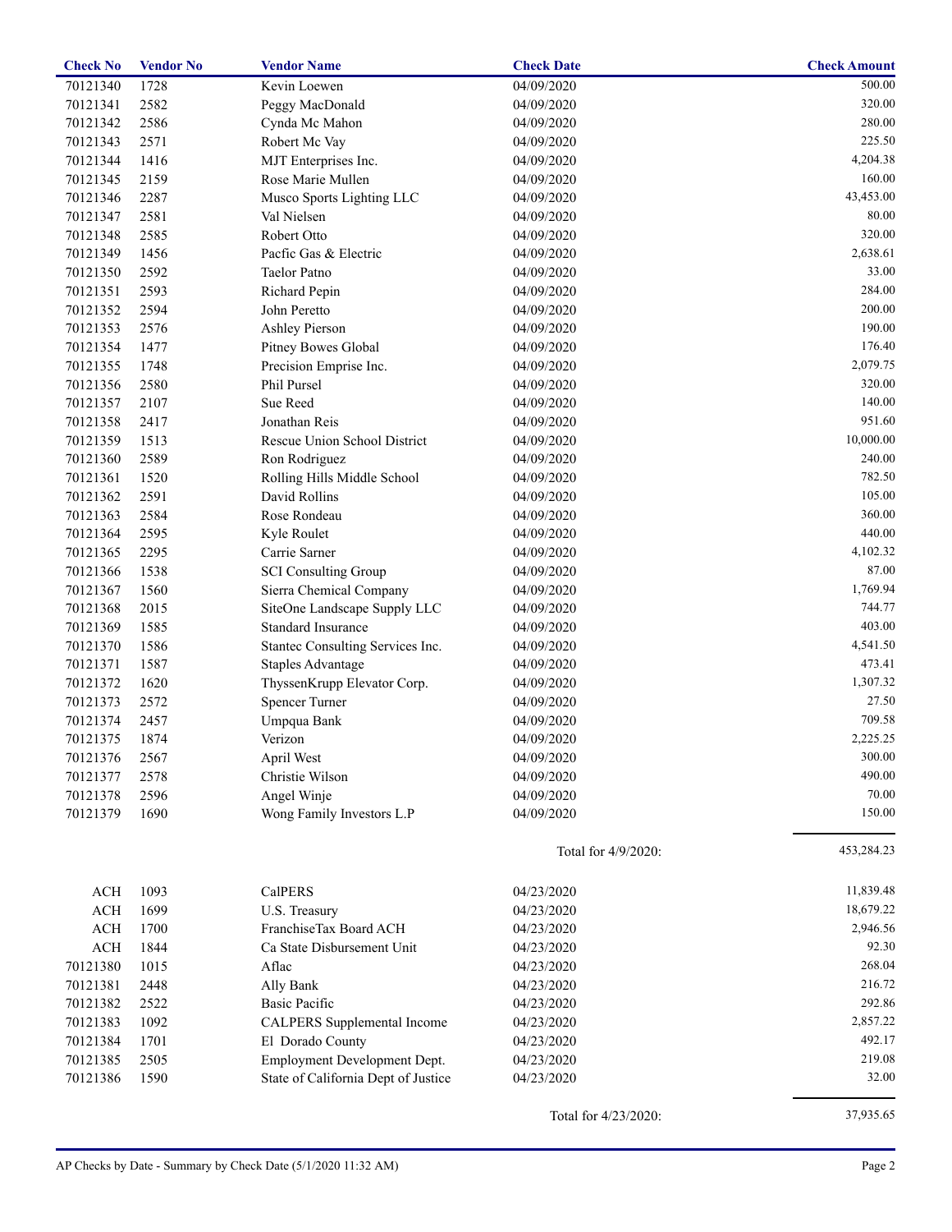| Check No | Vendor No | Vendor Name | Check Date | Check Amount |
|---|---|---|---|---|
| 70121340 | 1728 | Kevin Loewen | 04/09/2020 | 500.00 |
| 70121341 | 2582 | Peggy MacDonald | 04/09/2020 | 320.00 |
| 70121342 | 2586 | Cynda Mc Mahon | 04/09/2020 | 280.00 |
| 70121343 | 2571 | Robert Mc Vay | 04/09/2020 | 225.50 |
| 70121344 | 1416 | MJT Enterprises Inc. | 04/09/2020 | 4,204.38 |
| 70121345 | 2159 | Rose Marie Mullen | 04/09/2020 | 160.00 |
| 70121346 | 2287 | Musco Sports Lighting LLC | 04/09/2020 | 43,453.00 |
| 70121347 | 2581 | Val Nielsen | 04/09/2020 | 80.00 |
| 70121348 | 2585 | Robert Otto | 04/09/2020 | 320.00 |
| 70121349 | 1456 | Pacfic Gas & Electric | 04/09/2020 | 2,638.61 |
| 70121350 | 2592 | Taelor Patno | 04/09/2020 | 33.00 |
| 70121351 | 2593 | Richard Pepin | 04/09/2020 | 284.00 |
| 70121352 | 2594 | John Peretto | 04/09/2020 | 200.00 |
| 70121353 | 2576 | Ashley Pierson | 04/09/2020 | 190.00 |
| 70121354 | 1477 | Pitney Bowes Global | 04/09/2020 | 176.40 |
| 70121355 | 1748 | Precision Emprise Inc. | 04/09/2020 | 2,079.75 |
| 70121356 | 2580 | Phil Pursel | 04/09/2020 | 320.00 |
| 70121357 | 2107 | Sue Reed | 04/09/2020 | 140.00 |
| 70121358 | 2417 | Jonathan Reis | 04/09/2020 | 951.60 |
| 70121359 | 1513 | Rescue Union School District | 04/09/2020 | 10,000.00 |
| 70121360 | 2589 | Ron Rodriguez | 04/09/2020 | 240.00 |
| 70121361 | 1520 | Rolling Hills Middle School | 04/09/2020 | 782.50 |
| 70121362 | 2591 | David Rollins | 04/09/2020 | 105.00 |
| 70121363 | 2584 | Rose Rondeau | 04/09/2020 | 360.00 |
| 70121364 | 2595 | Kyle Roulet | 04/09/2020 | 440.00 |
| 70121365 | 2295 | Carrie Sarner | 04/09/2020 | 4,102.32 |
| 70121366 | 1538 | SCI Consulting Group | 04/09/2020 | 87.00 |
| 70121367 | 1560 | Sierra Chemical Company | 04/09/2020 | 1,769.94 |
| 70121368 | 2015 | SiteOne Landscape Supply LLC | 04/09/2020 | 744.77 |
| 70121369 | 1585 | Standard Insurance | 04/09/2020 | 403.00 |
| 70121370 | 1586 | Stantec Consulting Services Inc. | 04/09/2020 | 4,541.50 |
| 70121371 | 1587 | Staples Advantage | 04/09/2020 | 473.41 |
| 70121372 | 1620 | ThyssenKrupp Elevator Corp. | 04/09/2020 | 1,307.32 |
| 70121373 | 2572 | Spencer Turner | 04/09/2020 | 27.50 |
| 70121374 | 2457 | Umpqua Bank | 04/09/2020 | 709.58 |
| 70121375 | 1874 | Verizon | 04/09/2020 | 2,225.25 |
| 70121376 | 2567 | April West | 04/09/2020 | 300.00 |
| 70121377 | 2578 | Christie Wilson | 04/09/2020 | 490.00 |
| 70121378 | 2596 | Angel Winje | 04/09/2020 | 70.00 |
| 70121379 | 1690 | Wong Family Investors L.P | 04/09/2020 | 150.00 |
| | | | Total for 4/9/2020: | 453,284.23 |
| ACH | 1093 | CalPERS | 04/23/2020 | 11,839.48 |
| ACH | 1699 | U.S. Treasury | 04/23/2020 | 18,679.22 |
| ACH | 1700 | FranchiseTax Board ACH | 04/23/2020 | 2,946.56 |
| ACH | 1844 | Ca State Disbursement Unit | 04/23/2020 | 92.30 |
| 70121380 | 1015 | Aflac | 04/23/2020 | 268.04 |
| 70121381 | 2448 | Ally Bank | 04/23/2020 | 216.72 |
| 70121382 | 2522 | Basic Pacific | 04/23/2020 | 292.86 |
| 70121383 | 1092 | CALPERS Supplemental Income | 04/23/2020 | 2,857.22 |
| 70121384 | 1701 | El Dorado County | 04/23/2020 | 492.17 |
| 70121385 | 2505 | Employment Development Dept. | 04/23/2020 | 219.08 |
| 70121386 | 1590 | State of California Dept of Justice | 04/23/2020 | 32.00 |
| | | | Total for 4/23/2020: | 37,935.65 |

AP Checks by Date - Summary by Check Date (5/1/2020 11:32 AM)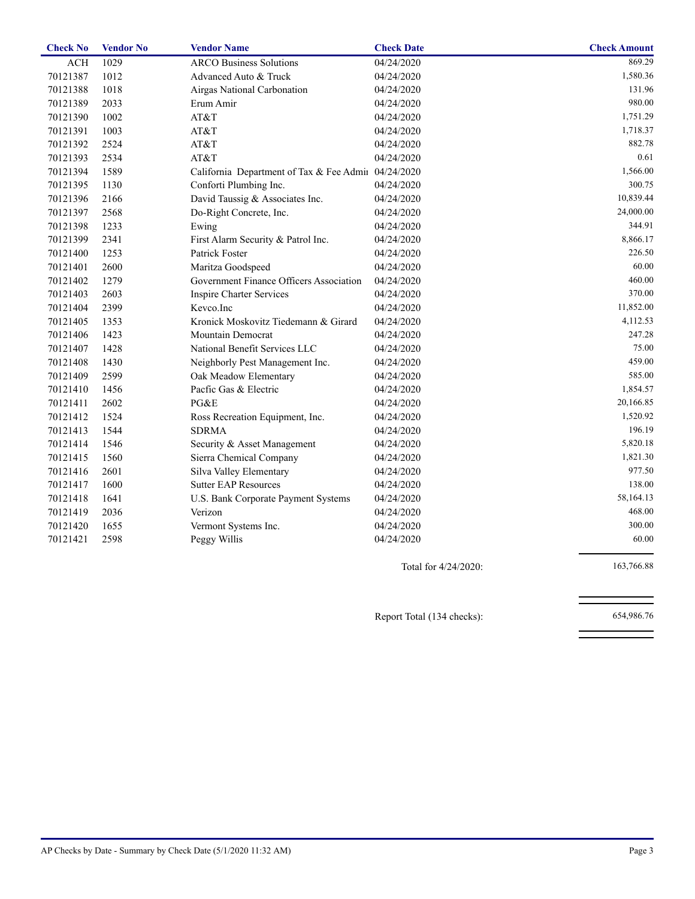| Check No | Vendor No | Vendor Name | Check Date | Check Amount |
|---|---|---|---|---|
| ACH | 1029 | ARCO Business Solutions | 04/24/2020 | 869.29 |
| 70121387 | 1012 | Advanced Auto & Truck | 04/24/2020 | 1,580.36 |
| 70121388 | 1018 | Airgas National Carbonation | 04/24/2020 | 131.96 |
| 70121389 | 2033 | Erum Amir | 04/24/2020 | 980.00 |
| 70121390 | 1002 | AT&T | 04/24/2020 | 1,751.29 |
| 70121391 | 1003 | AT&T | 04/24/2020 | 1,718.37 |
| 70121392 | 2524 | AT&T | 04/24/2020 | 882.78 |
| 70121393 | 2534 | AT&T | 04/24/2020 | 0.61 |
| 70121394 | 1589 | California Department of Tax & Fee Admi | 04/24/2020 | 1,566.00 |
| 70121395 | 1130 | Conforti Plumbing Inc. | 04/24/2020 | 300.75 |
| 70121396 | 2166 | David Taussig & Associates Inc. | 04/24/2020 | 10,839.44 |
| 70121397 | 2568 | Do-Right Concrete, Inc. | 04/24/2020 | 24,000.00 |
| 70121398 | 1233 | Ewing | 04/24/2020 | 344.91 |
| 70121399 | 2341 | First Alarm Security & Patrol Inc. | 04/24/2020 | 8,866.17 |
| 70121400 | 1253 | Patrick Foster | 04/24/2020 | 226.50 |
| 70121401 | 2600 | Maritza Goodspeed | 04/24/2020 | 60.00 |
| 70121402 | 1279 | Government Finance Officers Association | 04/24/2020 | 460.00 |
| 70121403 | 2603 | Inspire Charter Services | 04/24/2020 | 370.00 |
| 70121404 | 2399 | Kevco.Inc | 04/24/2020 | 11,852.00 |
| 70121405 | 1353 | Kronick Moskovitz Tiedemann & Girard | 04/24/2020 | 4,112.53 |
| 70121406 | 1423 | Mountain Democrat | 04/24/2020 | 247.28 |
| 70121407 | 1428 | National Benefit Services LLC | 04/24/2020 | 75.00 |
| 70121408 | 1430 | Neighborly Pest Management Inc. | 04/24/2020 | 459.00 |
| 70121409 | 2599 | Oak Meadow Elementary | 04/24/2020 | 585.00 |
| 70121410 | 1456 | Pacfic Gas & Electric | 04/24/2020 | 1,854.57 |
| 70121411 | 2602 | PG&E | 04/24/2020 | 20,166.85 |
| 70121412 | 1524 | Ross Recreation Equipment, Inc. | 04/24/2020 | 1,520.92 |
| 70121413 | 1544 | SDRMA | 04/24/2020 | 196.19 |
| 70121414 | 1546 | Security & Asset Management | 04/24/2020 | 5,820.18 |
| 70121415 | 1560 | Sierra Chemical Company | 04/24/2020 | 1,821.30 |
| 70121416 | 2601 | Silva Valley Elementary | 04/24/2020 | 977.50 |
| 70121417 | 1600 | Sutter EAP Resources | 04/24/2020 | 138.00 |
| 70121418 | 1641 | U.S. Bank Corporate Payment Systems | 04/24/2020 | 58,164.13 |
| 70121419 | 2036 | Verizon | 04/24/2020 | 468.00 |
| 70121420 | 1655 | Vermont Systems Inc. | 04/24/2020 | 300.00 |
| 70121421 | 2598 | Peggy Willis | 04/24/2020 | 60.00 |
| | | | Total for 4/24/2020: | 163,766.88 |
| | | | Report Total (134 checks): | 654,986.76 |